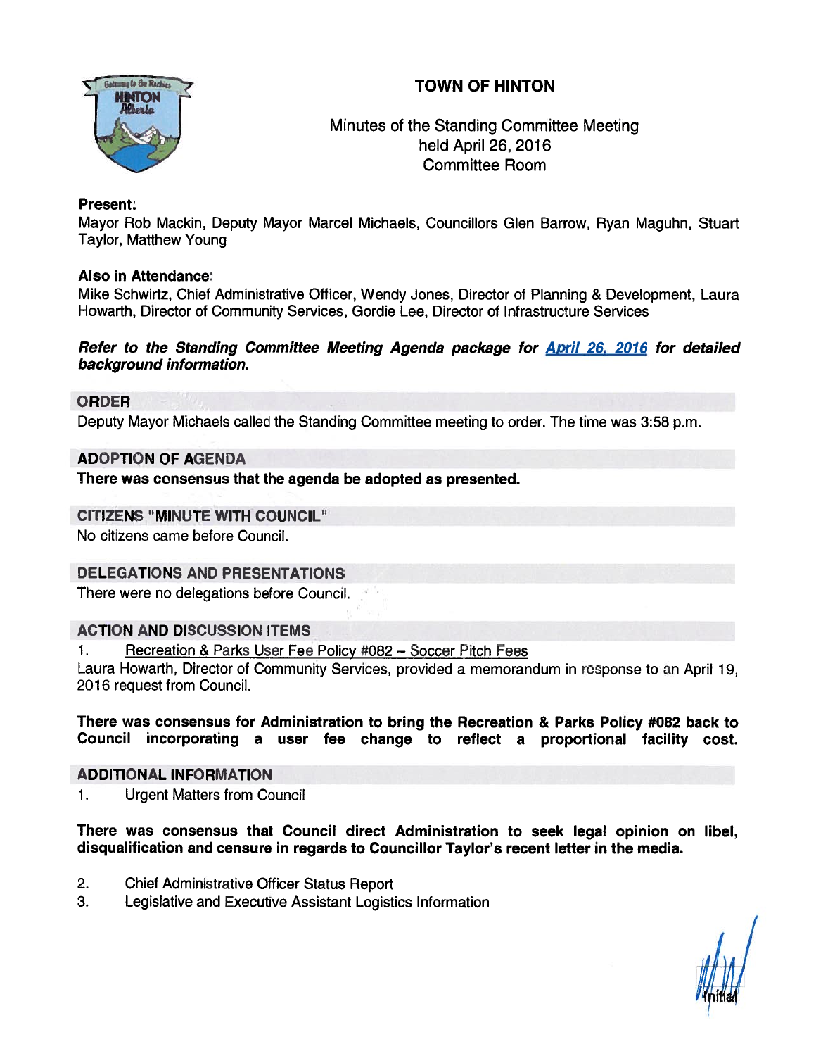# TOWN OF HINTON

Minutes of the Standing Committee Meeting
held April 26, 2016
Committee Room

**Present:**
Mayor Rob Mackin, Deputy Mayor Marcel Michaels, Councillors Glen Barrow, Ryan Maguhn, Stuart Taylor, Matthew Young

**Also in Attendance:**
Mike Schwirtz, Chief Administrative Officer, Wendy Jones, Director of Planning & Development, Laura Howarth, Director of Community Services, Gordie Lee, Director of Infrastructure Services

***Refer to the Standing Committee Meeting Agenda package for April 26, 2016 for detailed background information.***

## ORDER

Deputy Mayor Michaels called the Standing Committee meeting to order. The time was 3:58 p.m.

## ADOPTION OF AGENDA

**There was consensus that the agenda be adopted as presented.**

## CITIZENS "MINUTE WITH COUNCIL"

No citizens came before Council.

## DELEGATIONS AND PRESENTATIONS

There were no delegations before Council.

## ACTION AND DISCUSSION ITEMS

1. Recreation & Parks User Fee Policy #082 – Soccer Pitch Fees

Laura Howarth, Director of Community Services, provided a memorandum in response to an April 19, 2016 request from Council.

**There was consensus for Administration to bring the Recreation & Parks Policy #082 back to Council incorporating a user fee change to reflect a proportional facility cost.**

## ADDITIONAL INFORMATION

1. Urgent Matters from Council

**There was consensus that Council direct Administration to seek legal opinion on libel, disqualification and censure in regards to Councillor Taylor's recent letter in the media.**

2. Chief Administrative Officer Status Report
3. Legislative and Executive Assistant Logistics Information

Initial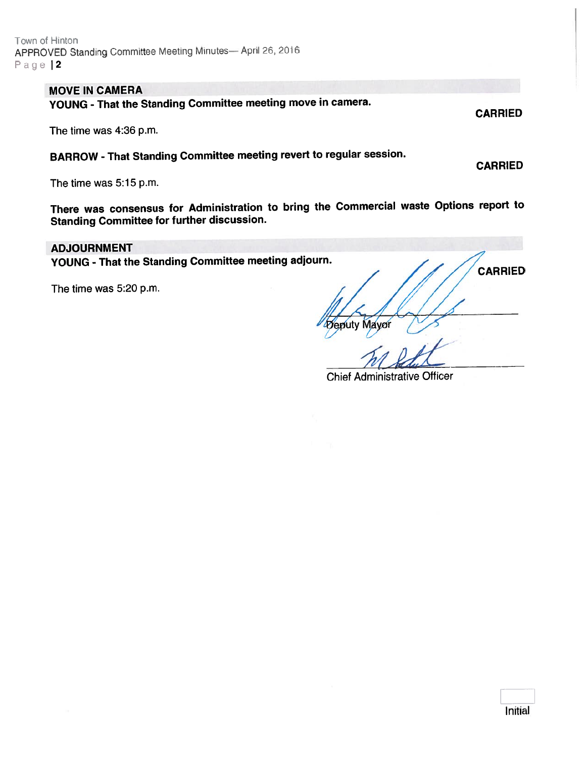## MOVE IN CAMERA

**YOUNG - That the Standing Committee meeting move in camera.**

**CARRIED**

The time was 4:36 p.m.

**BARROW - That Standing Committee meeting revert to regular session.**

**CARRIED**

The time was 5:15 p.m.

**There was consensus for Administration to bring the Commercial waste Options report to Standing Committee for further discussion.**

## ADJOURNMENT

**YOUNG - That the Standing Committee meeting adjourn.**

**CARRIED**

The time was 5:20 p.m.

Deputy Mayor

Chief Administrative Officer

Initial